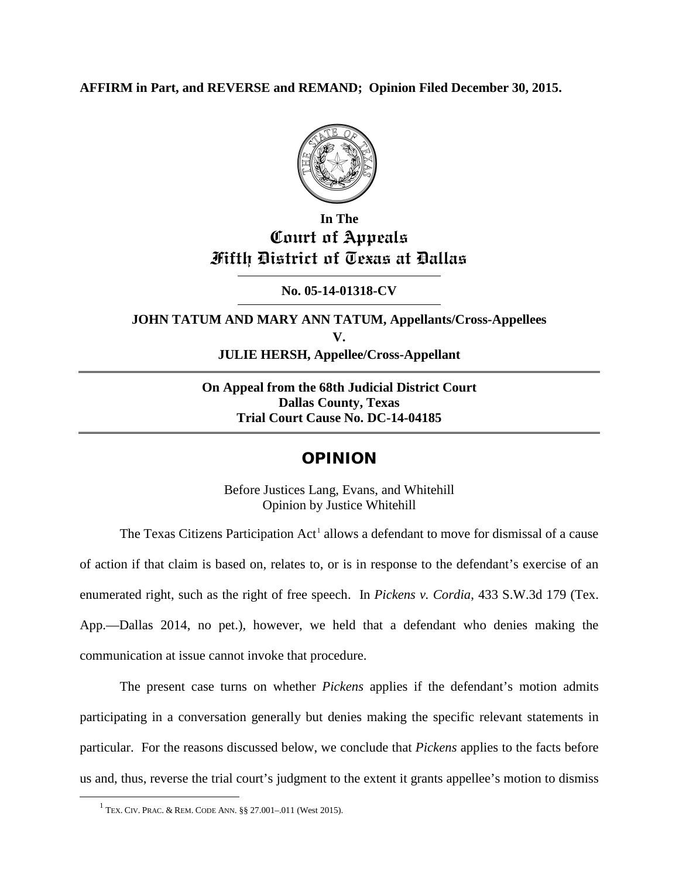**AFFIRM in Part, and REVERSE and REMAND; Opinion Filed December 30, 2015.**

**In The**
**Court of Appeals**
**Fifth District of Texas at Dallas**

**No. 05-14-01318-CV**

**JOHN TATUM AND MARY ANN TATUM, Appellants/Cross-Appellees**
**V.**
**JULIE HERSH, Appellee/Cross-Appellant**

**On Appeal from the 68th Judicial District Court**
**Dallas County, Texas**
**Trial Court Cause No. DC-14-04185**

# OPINION

Before Justices Lang, Evans, and Whitehill
Opinion by Justice Whitehill

The Texas Citizens Participation Act[1] allows a defendant to move for dismissal of a cause of action if that claim is based on, relates to, or is in response to the defendant's exercise of an enumerated right, such as the right of free speech. In *Pickens v. Cordia*, 433 S.W.3d 179 (Tex. App.—Dallas 2014, no pet.), however, we held that a defendant who denies making the communication at issue cannot invoke that procedure.

The present case turns on whether *Pickens* applies if the defendant's motion admits participating in a conversation generally but denies making the specific relevant statements in particular. For the reasons discussed below, we conclude that *Pickens* applies to the facts before us and, thus, reverse the trial court's judgment to the extent it grants appellee's motion to dismiss

[1] TEX. CIV. PRAC. & REM. CODE ANN. §§ 27.001–.011 (West 2015).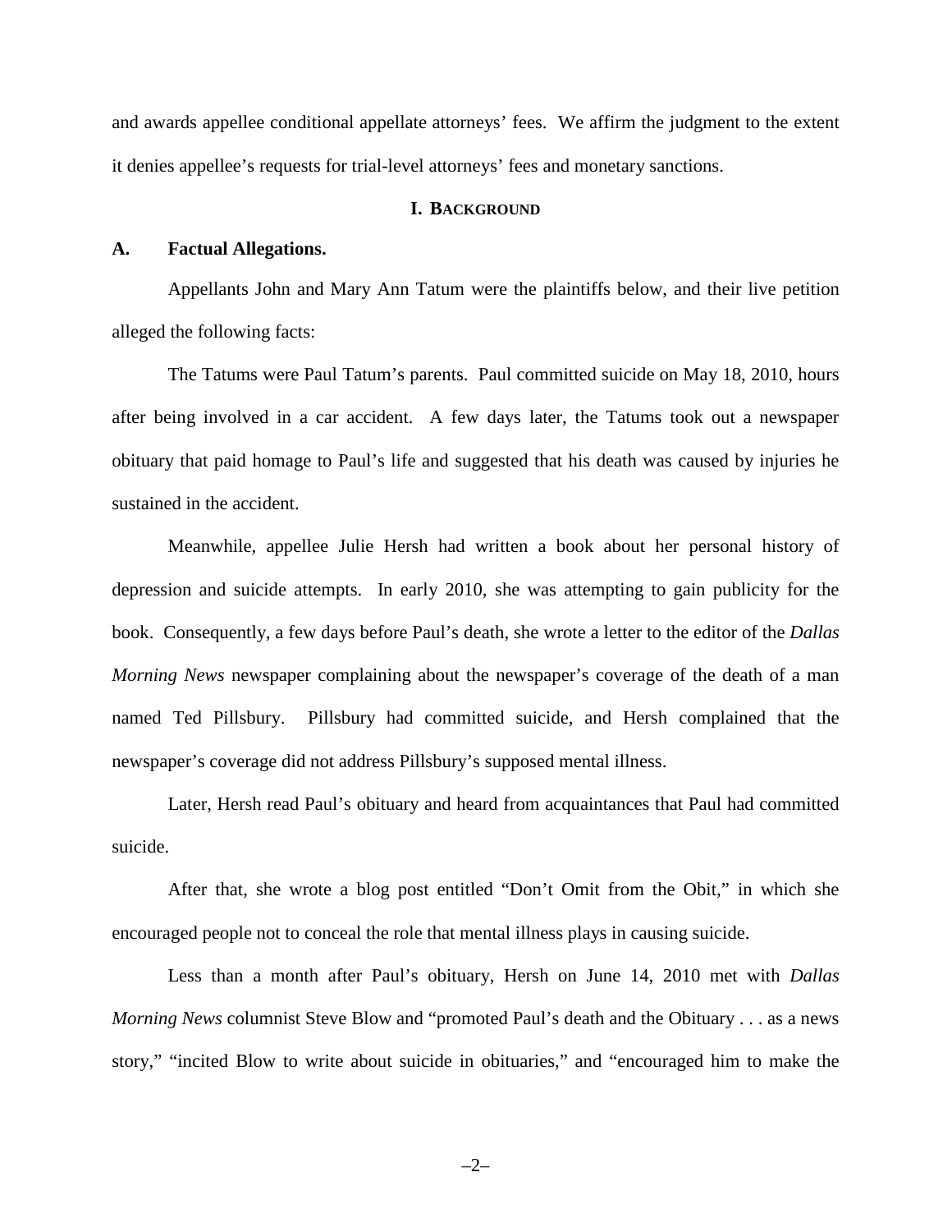and awards appellee conditional appellate attorneys' fees. We affirm the judgment to the extent it denies appellee's requests for trial-level attorneys' fees and monetary sanctions.

## I. BACKGROUND

### A. Factual Allegations.

Appellants John and Mary Ann Tatum were the plaintiffs below, and their live petition alleged the following facts:

The Tatums were Paul Tatum's parents. Paul committed suicide on May 18, 2010, hours after being involved in a car accident. A few days later, the Tatums took out a newspaper obituary that paid homage to Paul's life and suggested that his death was caused by injuries he sustained in the accident.

Meanwhile, appellee Julie Hersh had written a book about her personal history of depression and suicide attempts. In early 2010, she was attempting to gain publicity for the book. Consequently, a few days before Paul's death, she wrote a letter to the editor of the *Dallas Morning News* newspaper complaining about the newspaper's coverage of the death of a man named Ted Pillsbury. Pillsbury had committed suicide, and Hersh complained that the newspaper's coverage did not address Pillsbury's supposed mental illness.

Later, Hersh read Paul's obituary and heard from acquaintances that Paul had committed suicide.

After that, she wrote a blog post entitled "Don't Omit from the Obit," in which she encouraged people not to conceal the role that mental illness plays in causing suicide.

Less than a month after Paul's obituary, Hersh on June 14, 2010 met with *Dallas Morning News* columnist Steve Blow and "promoted Paul's death and the Obituary . . . as a news story," "incited Blow to write about suicide in obituaries," and "encouraged him to make the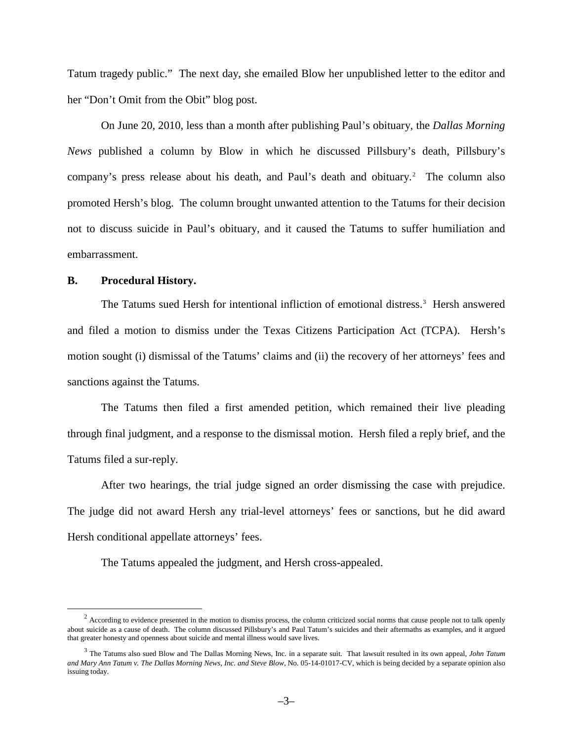Tatum tragedy public." The next day, she emailed Blow her unpublished letter to the editor and her "Don't Omit from the Obit" blog post.

On June 20, 2010, less than a month after publishing Paul's obituary, the *Dallas Morning News* published a column by Blow in which he discussed Pillsbury's death, Pillsbury's company's press release about his death, and Paul's death and obituary.[2] The column also promoted Hersh's blog. The column brought unwanted attention to the Tatums for their decision not to discuss suicide in Paul's obituary, and it caused the Tatums to suffer humiliation and embarrassment.

### B. Procedural History.

The Tatums sued Hersh for intentional infliction of emotional distress.[3] Hersh answered and filed a motion to dismiss under the Texas Citizens Participation Act (TCPA). Hersh's motion sought (i) dismissal of the Tatums' claims and (ii) the recovery of her attorneys' fees and sanctions against the Tatums.

The Tatums then filed a first amended petition, which remained their live pleading through final judgment, and a response to the dismissal motion. Hersh filed a reply brief, and the Tatums filed a sur-reply.

After two hearings, the trial judge signed an order dismissing the case with prejudice. The judge did not award Hersh any trial-level attorneys' fees or sanctions, but he did award Hersh conditional appellate attorneys' fees.

The Tatums appealed the judgment, and Hersh cross-appealed.

---

[2] According to evidence presented in the motion to dismiss process, the column criticized social norms that cause people not to talk openly about suicide as a cause of death. The column discussed Pillsbury's and Paul Tatum's suicides and their aftermaths as examples, and it argued that greater honesty and openness about suicide and mental illness would save lives.

[3] The Tatums also sued Blow and The Dallas Morning News, Inc. in a separate suit. That lawsuit resulted in its own appeal, *John Tatum and Mary Ann Tatum v. The Dallas Morning News, Inc. and Steve Blow*, No. 05-14-01017-CV, which is being decided by a separate opinion also issuing today.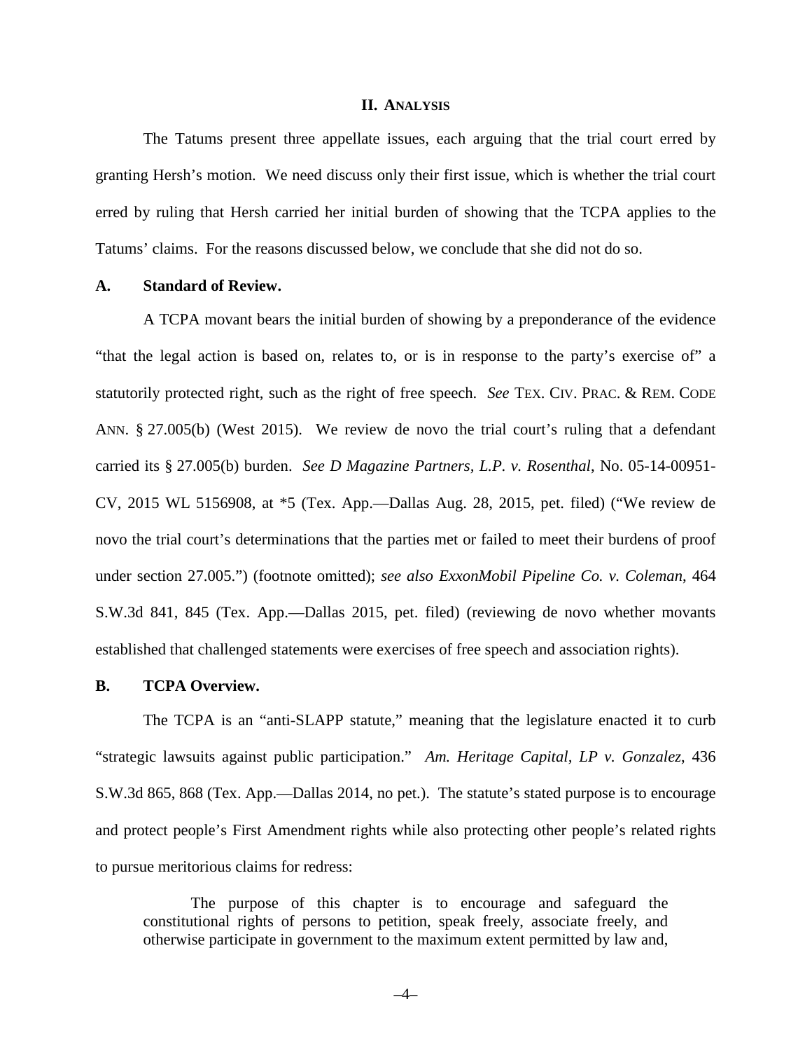## II. ANALYSIS

The Tatums present three appellate issues, each arguing that the trial court erred by granting Hersh's motion. We need discuss only their first issue, which is whether the trial court erred by ruling that Hersh carried her initial burden of showing that the TCPA applies to the Tatums' claims. For the reasons discussed below, we conclude that she did not do so.

### A. Standard of Review.

A TCPA movant bears the initial burden of showing by a preponderance of the evidence "that the legal action is based on, relates to, or is in response to the party's exercise of" a statutorily protected right, such as the right of free speech. *See* TEX. CIV. PRAC. & REM. CODE ANN. § 27.005(b) (West 2015). We review de novo the trial court's ruling that a defendant carried its § 27.005(b) burden. *See D Magazine Partners, L.P. v. Rosenthal*, No. 05-14-00951-CV, 2015 WL 5156908, at *5 (Tex. App.—Dallas Aug. 28, 2015, pet. filed) ("We review de novo the trial court's determinations that the parties met or failed to meet their burdens of proof under section 27.005.") (footnote omitted); *see also ExxonMobil Pipeline Co. v. Coleman*, 464 S.W.3d 841, 845 (Tex. App.—Dallas 2015, pet. filed) (reviewing de novo whether movants established that challenged statements were exercises of free speech and association rights).

### B. TCPA Overview.

The TCPA is an "anti-SLAPP statute," meaning that the legislature enacted it to curb "strategic lawsuits against public participation." *Am. Heritage Capital, LP v. Gonzalez*, 436 S.W.3d 865, 868 (Tex. App.—Dallas 2014, no pet.). The statute's stated purpose is to encourage and protect people's First Amendment rights while also protecting other people's related rights to pursue meritorious claims for redress:

> The purpose of this chapter is to encourage and safeguard the constitutional rights of persons to petition, speak freely, associate freely, and otherwise participate in government to the maximum extent permitted by law and,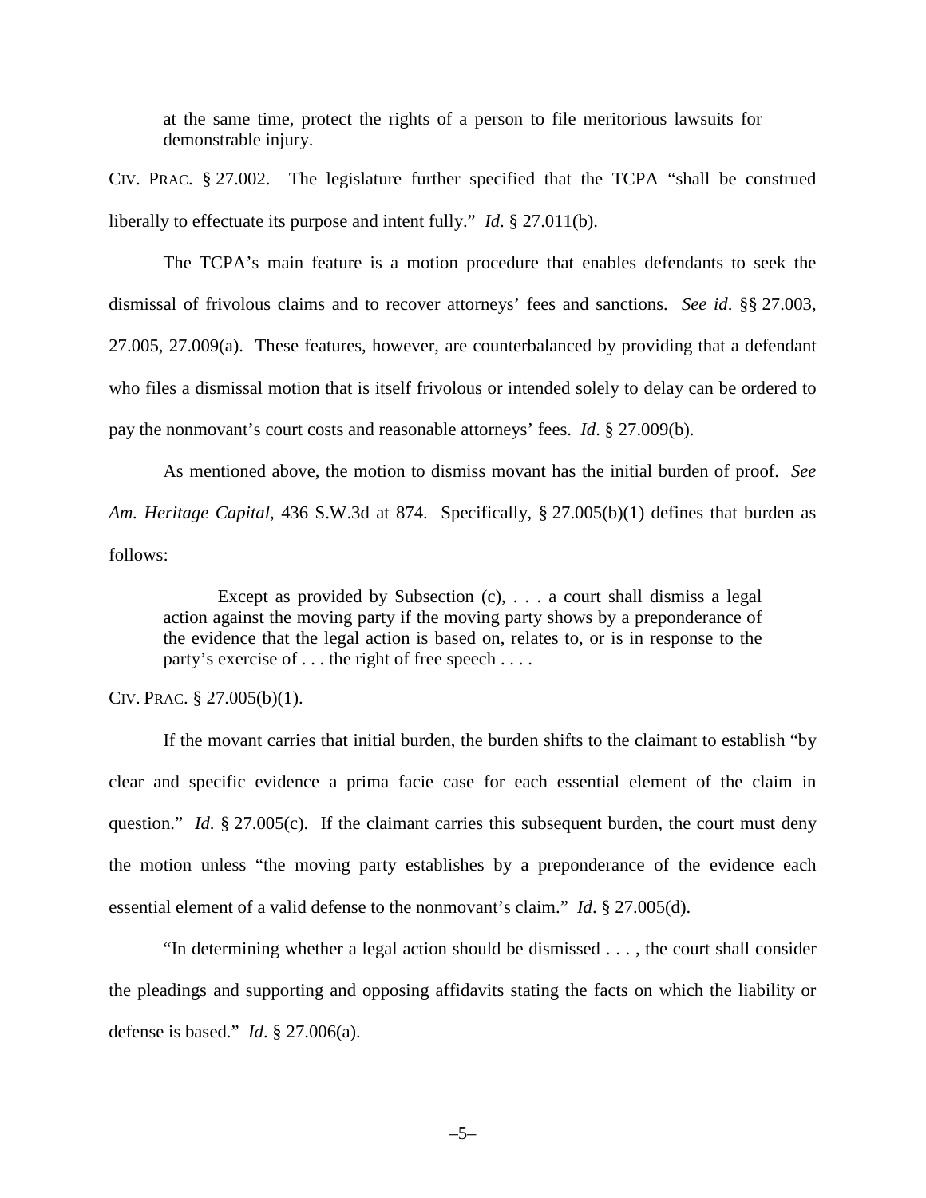> at the same time, protect the rights of a person to file meritorious lawsuits for demonstrable injury.

CIV. PRAC. § 27.002. The legislature further specified that the TCPA "shall be construed liberally to effectuate its purpose and intent fully." *Id*. § 27.011(b).

The TCPA's main feature is a motion procedure that enables defendants to seek the dismissal of frivolous claims and to recover attorneys' fees and sanctions. *See id*. §§ 27.003, 27.005, 27.009(a). These features, however, are counterbalanced by providing that a defendant who files a dismissal motion that is itself frivolous or intended solely to delay can be ordered to pay the nonmovant's court costs and reasonable attorneys' fees. *Id*. § 27.009(b).

As mentioned above, the motion to dismiss movant has the initial burden of proof. *See Am. Heritage Capital*, 436 S.W.3d at 874. Specifically, § 27.005(b)(1) defines that burden as follows:

> Except as provided by Subsection (c), . . . a court shall dismiss a legal action against the moving party if the moving party shows by a preponderance of the evidence that the legal action is based on, relates to, or is in response to the party's exercise of . . . the right of free speech . . . .

CIV. PRAC. § 27.005(b)(1).

If the movant carries that initial burden, the burden shifts to the claimant to establish "by clear and specific evidence a prima facie case for each essential element of the claim in question." *Id*. § 27.005(c). If the claimant carries this subsequent burden, the court must deny the motion unless "the moving party establishes by a preponderance of the evidence each essential element of a valid defense to the nonmovant's claim." *Id*. § 27.005(d).

"In determining whether a legal action should be dismissed . . . , the court shall consider the pleadings and supporting and opposing affidavits stating the facts on which the liability or defense is based." *Id*. § 27.006(a).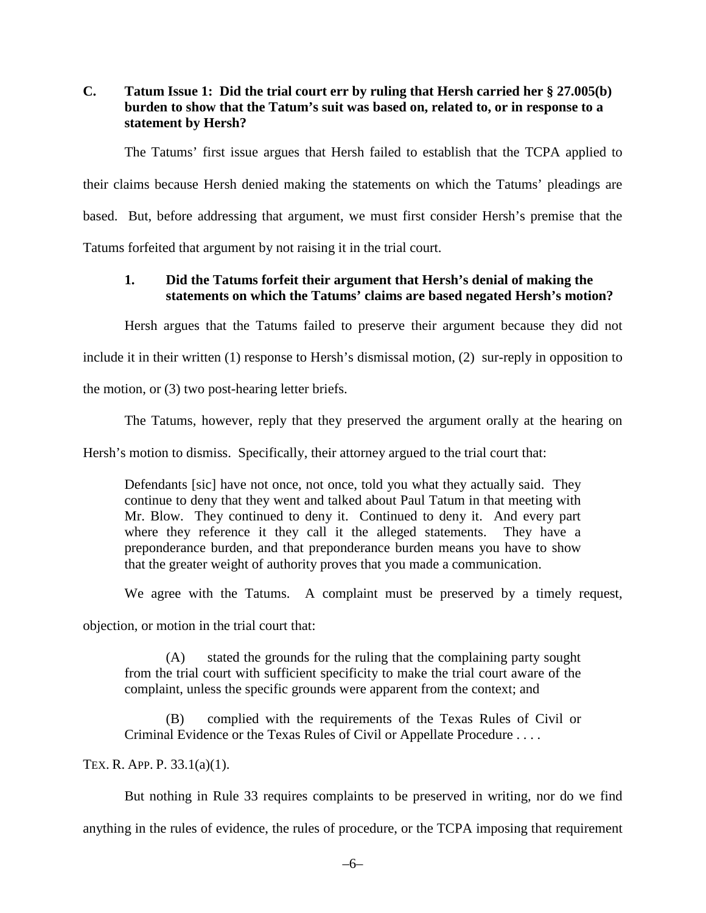### C. Tatum Issue 1: Did the trial court err by ruling that Hersh carried her § 27.005(b) burden to show that the Tatum's suit was based on, related to, or in response to a statement by Hersh?

The Tatums' first issue argues that Hersh failed to establish that the TCPA applied to their claims because Hersh denied making the statements on which the Tatums' pleadings are based. But, before addressing that argument, we must first consider Hersh's premise that the Tatums forfeited that argument by not raising it in the trial court.

#### 1. Did the Tatums forfeit their argument that Hersh's denial of making the statements on which the Tatums' claims are based negated Hersh's motion?

Hersh argues that the Tatums failed to preserve their argument because they did not include it in their written (1) response to Hersh's dismissal motion, (2) sur-reply in opposition to the motion, or (3) two post-hearing letter briefs.

The Tatums, however, reply that they preserved the argument orally at the hearing on Hersh's motion to dismiss. Specifically, their attorney argued to the trial court that:

> Defendants [sic] have not once, not once, told you what they actually said. They continue to deny that they went and talked about Paul Tatum in that meeting with Mr. Blow. They continued to deny it. Continued to deny it. And every part where they reference it they call it the alleged statements. They have a preponderance burden, and that preponderance burden means you have to show that the greater weight of authority proves that you made a communication.

We agree with the Tatums. A complaint must be preserved by a timely request, objection, or motion in the trial court that:

> (A) stated the grounds for the ruling that the complaining party sought from the trial court with sufficient specificity to make the trial court aware of the complaint, unless the specific grounds were apparent from the context; and
>
> (B) complied with the requirements of the Texas Rules of Civil or Criminal Evidence or the Texas Rules of Civil or Appellate Procedure . . . .

TEX. R. APP. P. 33.1(a)(1).

But nothing in Rule 33 requires complaints to be preserved in writing, nor do we find anything in the rules of evidence, the rules of procedure, or the TCPA imposing that requirement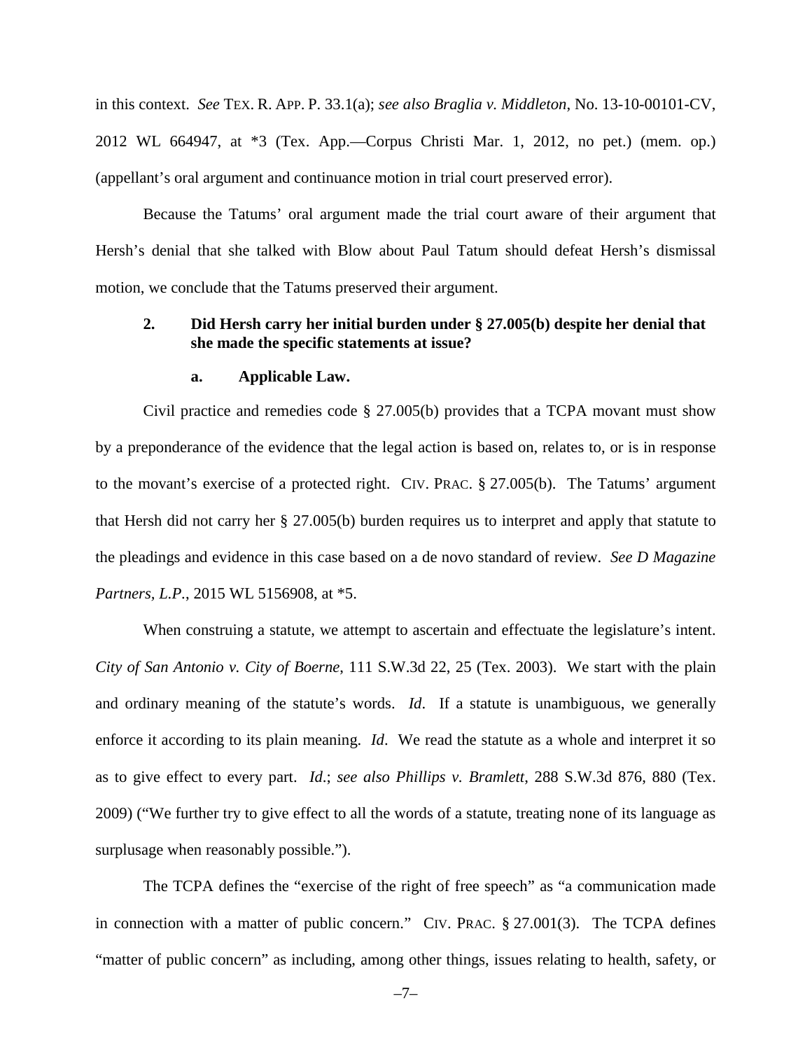in this context. *See* TEX. R. APP. P. 33.1(a); *see also Braglia v. Middleton*, No. 13-10-00101-CV, 2012 WL 664947, at *3 (Tex. App.—Corpus Christi Mar. 1, 2012, no pet.) (mem. op.) (appellant's oral argument and continuance motion in trial court preserved error).

Because the Tatums' oral argument made the trial court aware of their argument that Hersh's denial that she talked with Blow about Paul Tatum should defeat Hersh's dismissal motion, we conclude that the Tatums preserved their argument.

### 2. Did Hersh carry her initial burden under § 27.005(b) despite her denial that she made the specific statements at issue?

#### a. Applicable Law.

Civil practice and remedies code § 27.005(b) provides that a TCPA movant must show by a preponderance of the evidence that the legal action is based on, relates to, or is in response to the movant's exercise of a protected right. CIV. PRAC. § 27.005(b). The Tatums' argument that Hersh did not carry her § 27.005(b) burden requires us to interpret and apply that statute to the pleadings and evidence in this case based on a de novo standard of review. *See D Magazine Partners, L.P.*, 2015 WL 5156908, at *5.

When construing a statute, we attempt to ascertain and effectuate the legislature's intent. *City of San Antonio v. City of Boerne*, 111 S.W.3d 22, 25 (Tex. 2003). We start with the plain and ordinary meaning of the statute's words. *Id*. If a statute is unambiguous, we generally enforce it according to its plain meaning. *Id*. We read the statute as a whole and interpret it so as to give effect to every part. *Id*.; *see also Phillips v. Bramlett*, 288 S.W.3d 876, 880 (Tex. 2009) ("We further try to give effect to all the words of a statute, treating none of its language as surplusage when reasonably possible.").

The TCPA defines the "exercise of the right of free speech" as "a communication made in connection with a matter of public concern." CIV. PRAC. § 27.001(3). The TCPA defines "matter of public concern" as including, among other things, issues relating to health, safety, or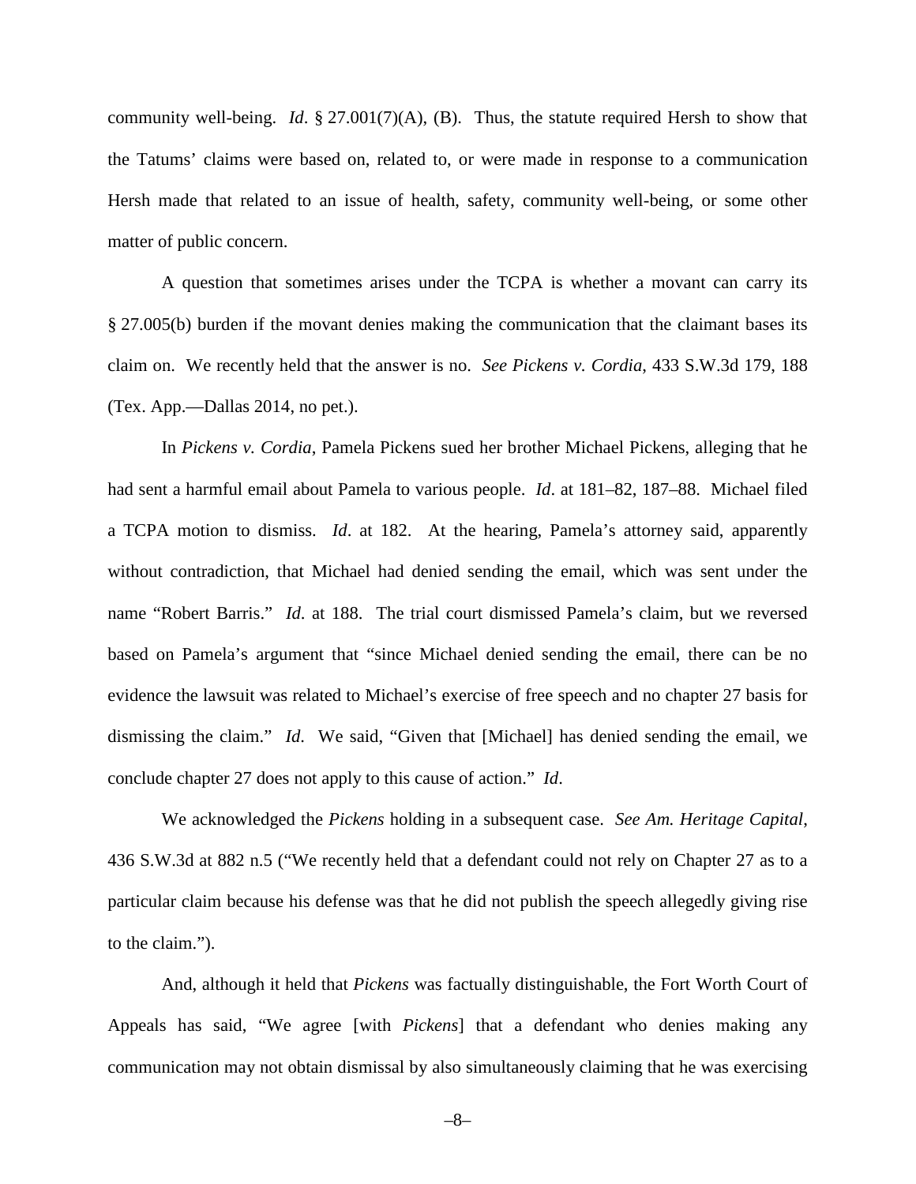community well-being. *Id*. § 27.001(7)(A), (B). Thus, the statute required Hersh to show that the Tatums' claims were based on, related to, or were made in response to a communication Hersh made that related to an issue of health, safety, community well-being, or some other matter of public concern.

A question that sometimes arises under the TCPA is whether a movant can carry its § 27.005(b) burden if the movant denies making the communication that the claimant bases its claim on. We recently held that the answer is no. *See Pickens v. Cordia*, 433 S.W.3d 179, 188 (Tex. App.—Dallas 2014, no pet.).

In *Pickens v. Cordia*, Pamela Pickens sued her brother Michael Pickens, alleging that he had sent a harmful email about Pamela to various people. *Id*. at 181–82, 187–88. Michael filed a TCPA motion to dismiss. *Id*. at 182. At the hearing, Pamela's attorney said, apparently without contradiction, that Michael had denied sending the email, which was sent under the name "Robert Barris." *Id*. at 188. The trial court dismissed Pamela's claim, but we reversed based on Pamela's argument that "since Michael denied sending the email, there can be no evidence the lawsuit was related to Michael's exercise of free speech and no chapter 27 basis for dismissing the claim." *Id*. We said, "Given that [Michael] has denied sending the email, we conclude chapter 27 does not apply to this cause of action." *Id*.

We acknowledged the *Pickens* holding in a subsequent case. *See Am. Heritage Capital*, 436 S.W.3d at 882 n.5 ("We recently held that a defendant could not rely on Chapter 27 as to a particular claim because his defense was that he did not publish the speech allegedly giving rise to the claim.").

And, although it held that *Pickens* was factually distinguishable, the Fort Worth Court of Appeals has said, "We agree [with *Pickens*] that a defendant who denies making any communication may not obtain dismissal by also simultaneously claiming that he was exercising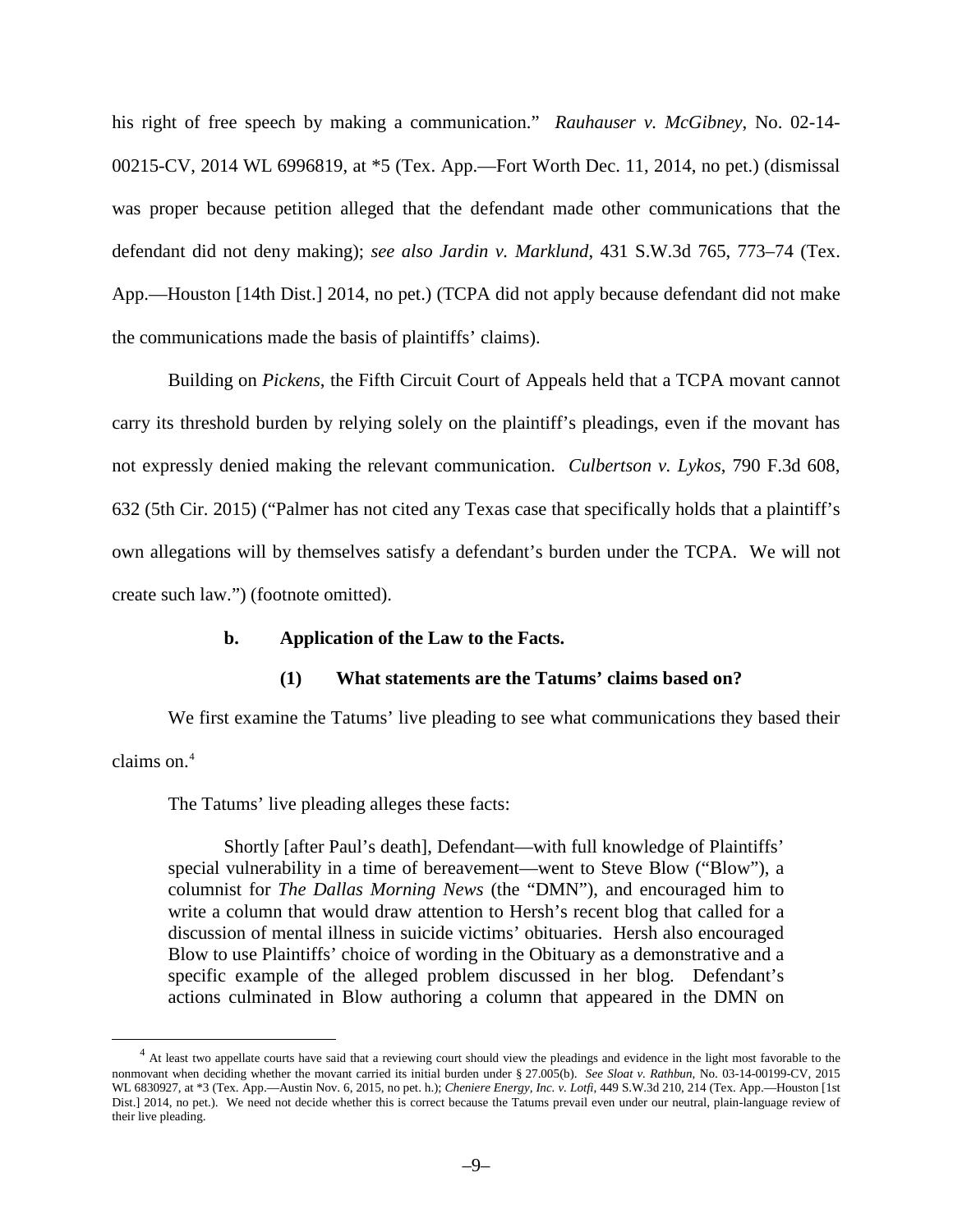his right of free speech by making a communication." *Rauhauser v. McGibney*, No. 02-14-00215-CV, 2014 WL 6996819, at *5 (Tex. App.—Fort Worth Dec. 11, 2014, no pet.) (dismissal was proper because petition alleged that the defendant made other communications that the defendant did not deny making); *see also Jardin v. Marklund*, 431 S.W.3d 765, 773–74 (Tex. App.—Houston [14th Dist.] 2014, no pet.) (TCPA did not apply because defendant did not make the communications made the basis of plaintiffs' claims).

Building on *Pickens*, the Fifth Circuit Court of Appeals held that a TCPA movant cannot carry its threshold burden by relying solely on the plaintiff's pleadings, even if the movant has not expressly denied making the relevant communication. *Culbertson v. Lykos*, 790 F.3d 608, 632 (5th Cir. 2015) ("Palmer has not cited any Texas case that specifically holds that a plaintiff's own allegations will by themselves satisfy a defendant's burden under the TCPA. We will not create such law.") (footnote omitted).

**b. Application of the Law to the Facts.**

**(1) What statements are the Tatums' claims based on?**

We first examine the Tatums' live pleading to see what communications they based their claims on.[4]

The Tatums' live pleading alleges these facts:

> Shortly [after Paul's death], Defendant—with full knowledge of Plaintiffs' special vulnerability in a time of bereavement—went to Steve Blow ("Blow"), a columnist for *The Dallas Morning News* (the "DMN"), and encouraged him to write a column that would draw attention to Hersh's recent blog that called for a discussion of mental illness in suicide victims' obituaries. Hersh also encouraged Blow to use Plaintiffs' choice of wording in the Obituary as a demonstrative and a specific example of the alleged problem discussed in her blog. Defendant's actions culminated in Blow authoring a column that appeared in the DMN on

---

[4] At least two appellate courts have said that a reviewing court should view the pleadings and evidence in the light most favorable to the nonmovant when deciding whether the movant carried its initial burden under § 27.005(b). *See Sloat v. Rathbun*, No. 03-14-00199-CV, 2015 WL 6830927, at *3 (Tex. App.—Austin Nov. 6, 2015, no pet. h.); *Cheniere Energy, Inc. v. Lotfi*, 449 S.W.3d 210, 214 (Tex. App.—Houston [1st Dist.] 2014, no pet.). We need not decide whether this is correct because the Tatums prevail even under our neutral, plain-language review of their live pleading.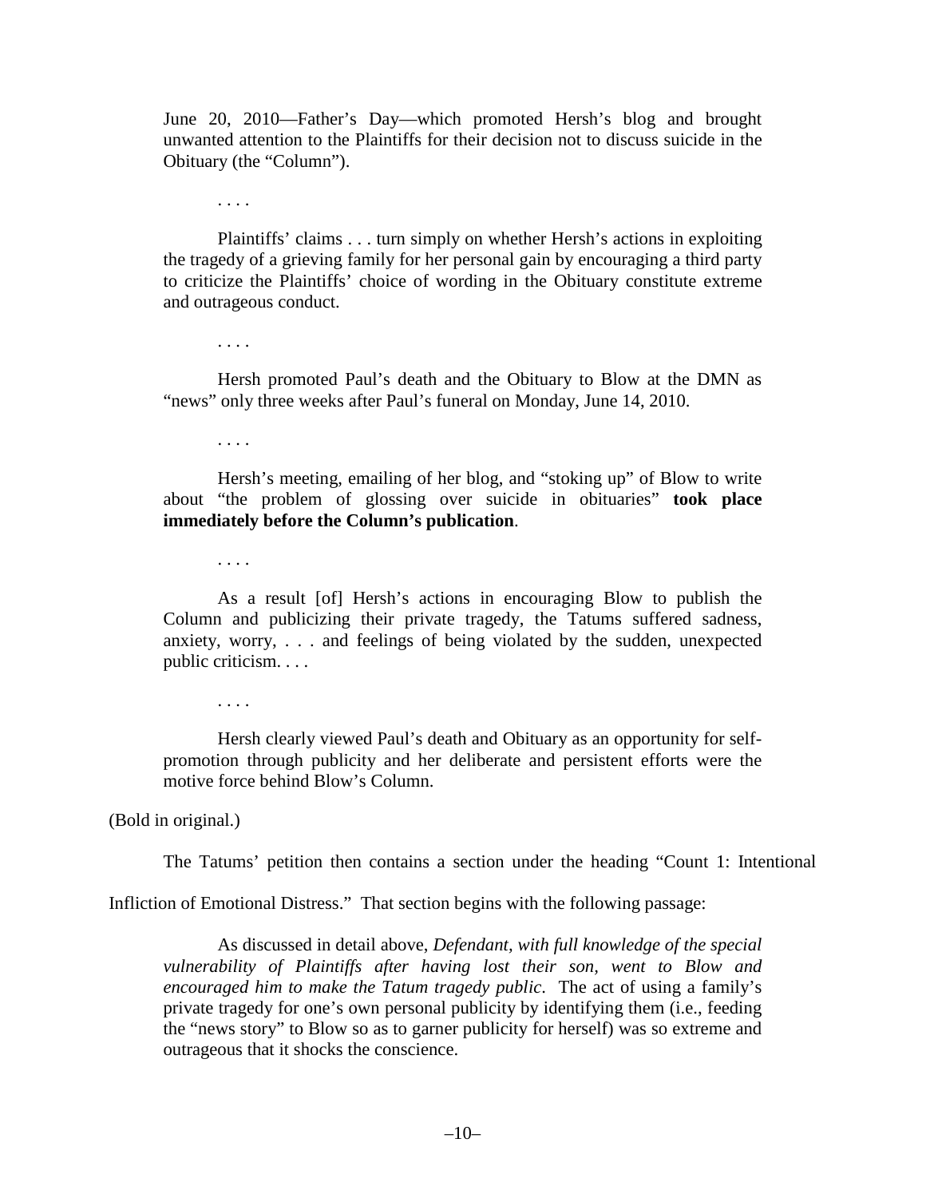> June 20, 2010—Father's Day—which promoted Hersh's blog and brought unwanted attention to the Plaintiffs for their decision not to discuss suicide in the Obituary (the "Column").
>
> . . . .
>
> Plaintiffs' claims . . . turn simply on whether Hersh's actions in exploiting the tragedy of a grieving family for her personal gain by encouraging a third party to criticize the Plaintiffs' choice of wording in the Obituary constitute extreme and outrageous conduct.
>
> . . . .
>
> Hersh promoted Paul's death and the Obituary to Blow at the DMN as "news" only three weeks after Paul's funeral on Monday, June 14, 2010.
>
> . . . .
>
> Hersh's meeting, emailing of her blog, and "stoking up" of Blow to write about "the problem of glossing over suicide in obituaries" **took place immediately before the Column's publication**.
>
> . . . .
>
> As a result [of] Hersh's actions in encouraging Blow to publish the Column and publicizing their private tragedy, the Tatums suffered sadness, anxiety, worry, . . . and feelings of being violated by the sudden, unexpected public criticism. . . .
>
> . . . .
>
> Hersh clearly viewed Paul's death and Obituary as an opportunity for self-promotion through publicity and her deliberate and persistent efforts were the motive force behind Blow's Column.

(Bold in original.)

The Tatums' petition then contains a section under the heading "Count 1: Intentional Infliction of Emotional Distress." That section begins with the following passage:

> As discussed in detail above, *Defendant, with full knowledge of the special vulnerability of Plaintiffs after having lost their son, went to Blow and encouraged him to make the Tatum tragedy public*. The act of using a family's private tragedy for one's own personal publicity by identifying them (i.e., feeding the "news story" to Blow so as to garner publicity for herself) was so extreme and outrageous that it shocks the conscience.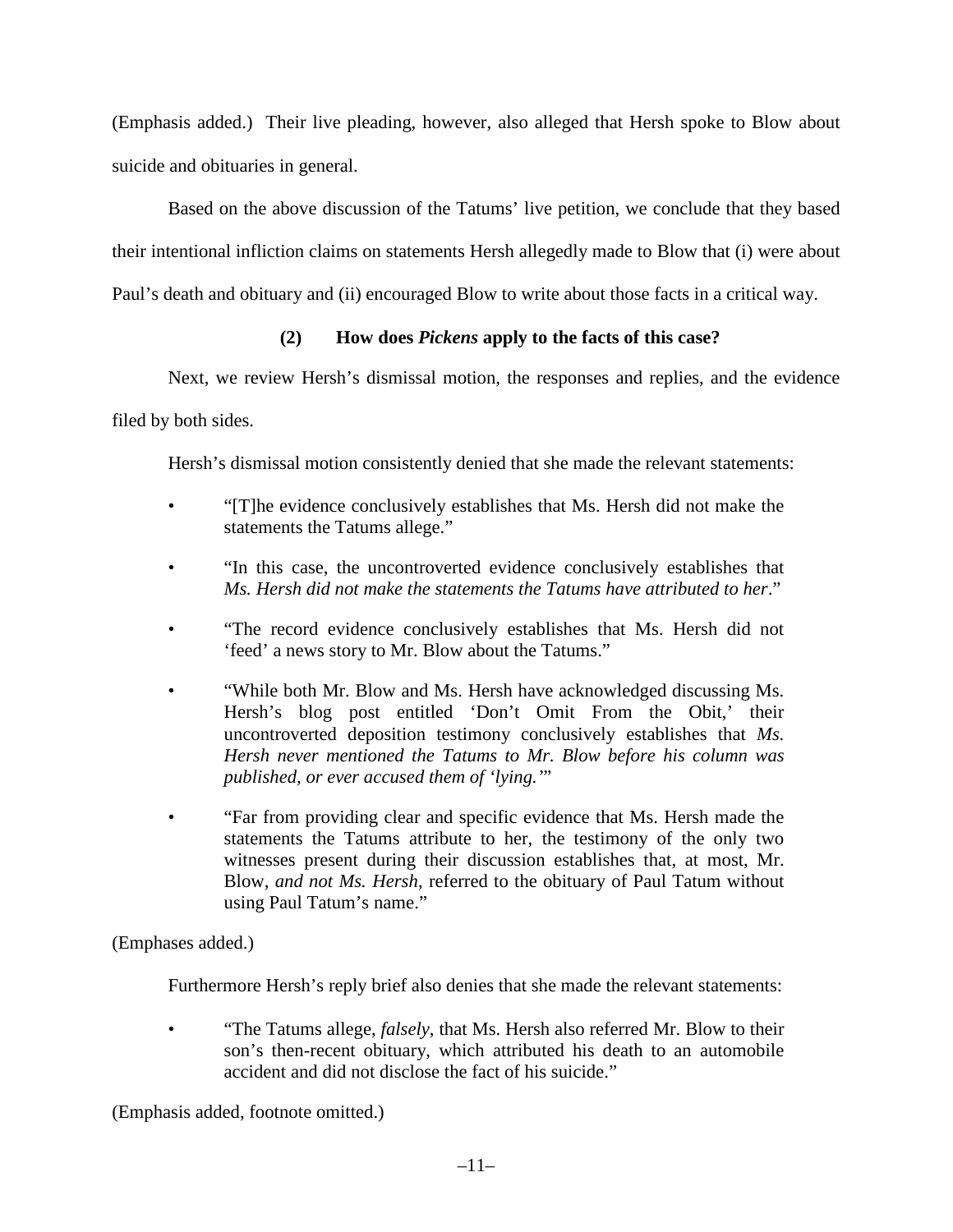(Emphasis added.) Their live pleading, however, also alleged that Hersh spoke to Blow about suicide and obituaries in general.

Based on the above discussion of the Tatums' live petition, we conclude that they based their intentional infliction claims on statements Hersh allegedly made to Blow that (i) were about Paul's death and obituary and (ii) encouraged Blow to write about those facts in a critical way.

**(2) How does *Pickens* apply to the facts of this case?**

Next, we review Hersh's dismissal motion, the responses and replies, and the evidence filed by both sides.

Hersh's dismissal motion consistently denied that she made the relevant statements:

- "[T]he evidence conclusively establishes that Ms. Hersh did not make the statements the Tatums allege."
- "In this case, the uncontroverted evidence conclusively establishes that *Ms. Hersh did not make the statements the Tatums have attributed to her*."
- "The record evidence conclusively establishes that Ms. Hersh did not 'feed' a news story to Mr. Blow about the Tatums."
- "While both Mr. Blow and Ms. Hersh have acknowledged discussing Ms. Hersh's blog post entitled 'Don't Omit From the Obit,' their uncontroverted deposition testimony conclusively establishes that *Ms. Hersh never mentioned the Tatums to Mr. Blow before his column was published, or ever accused them of 'lying.'*"
- "Far from providing clear and specific evidence that Ms. Hersh made the statements the Tatums attribute to her, the testimony of the only two witnesses present during their discussion establishes that, at most, Mr. Blow, *and not Ms. Hersh*, referred to the obituary of Paul Tatum without using Paul Tatum's name."

(Emphases added.)

Furthermore Hersh's reply brief also denies that she made the relevant statements:

- "The Tatums allege, *falsely*, that Ms. Hersh also referred Mr. Blow to their son's then-recent obituary, which attributed his death to an automobile accident and did not disclose the fact of his suicide."

(Emphasis added, footnote omitted.)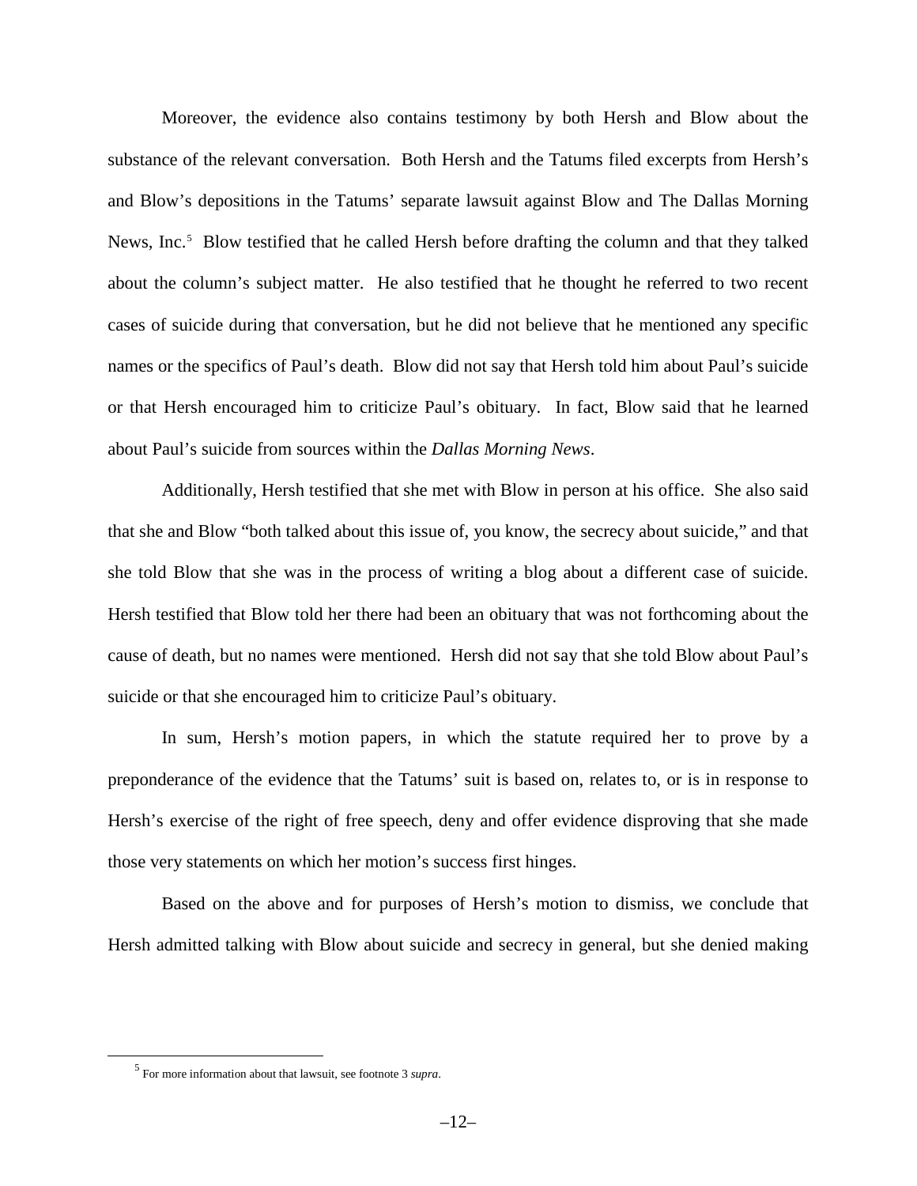Moreover, the evidence also contains testimony by both Hersh and Blow about the substance of the relevant conversation. Both Hersh and the Tatums filed excerpts from Hersh's and Blow's depositions in the Tatums' separate lawsuit against Blow and The Dallas Morning News, Inc.[5] Blow testified that he called Hersh before drafting the column and that they talked about the column's subject matter. He also testified that he thought he referred to two recent cases of suicide during that conversation, but he did not believe that he mentioned any specific names or the specifics of Paul's death. Blow did not say that Hersh told him about Paul's suicide or that Hersh encouraged him to criticize Paul's obituary. In fact, Blow said that he learned about Paul's suicide from sources within the *Dallas Morning News*.

Additionally, Hersh testified that she met with Blow in person at his office. She also said that she and Blow "both talked about this issue of, you know, the secrecy about suicide," and that she told Blow that she was in the process of writing a blog about a different case of suicide. Hersh testified that Blow told her there had been an obituary that was not forthcoming about the cause of death, but no names were mentioned. Hersh did not say that she told Blow about Paul's suicide or that she encouraged him to criticize Paul's obituary.

In sum, Hersh's motion papers, in which the statute required her to prove by a preponderance of the evidence that the Tatums' suit is based on, relates to, or is in response to Hersh's exercise of the right of free speech, deny and offer evidence disproving that she made those very statements on which her motion's success first hinges.

Based on the above and for purposes of Hersh's motion to dismiss, we conclude that Hersh admitted talking with Blow about suicide and secrecy in general, but she denied making

[5] For more information about that lawsuit, see footnote 3 *supra*.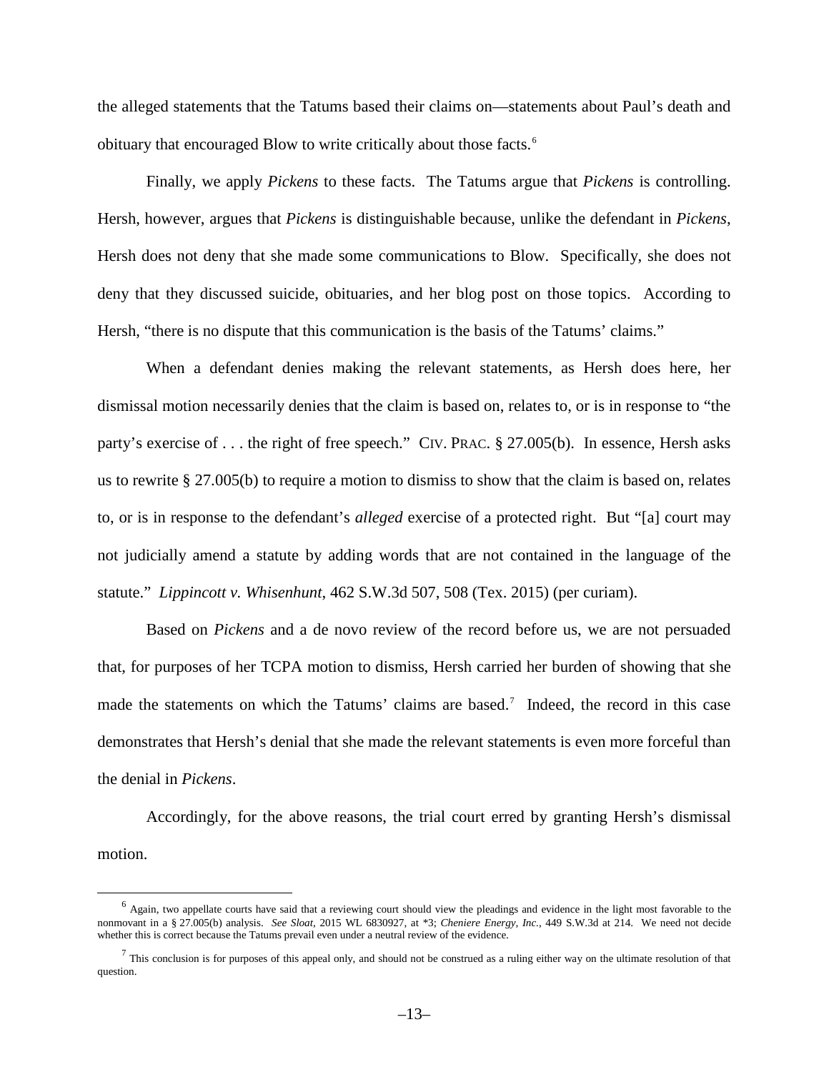the alleged statements that the Tatums based their claims on—statements about Paul's death and obituary that encouraged Blow to write critically about those facts.[6]

Finally, we apply *Pickens* to these facts. The Tatums argue that *Pickens* is controlling. Hersh, however, argues that *Pickens* is distinguishable because, unlike the defendant in *Pickens*, Hersh does not deny that she made some communications to Blow. Specifically, she does not deny that they discussed suicide, obituaries, and her blog post on those topics. According to Hersh, "there is no dispute that this communication is the basis of the Tatums' claims."

When a defendant denies making the relevant statements, as Hersh does here, her dismissal motion necessarily denies that the claim is based on, relates to, or is in response to "the party's exercise of . . . the right of free speech." CIV. PRAC. § 27.005(b). In essence, Hersh asks us to rewrite § 27.005(b) to require a motion to dismiss to show that the claim is based on, relates to, or is in response to the defendant's *alleged* exercise of a protected right. But "[a] court may not judicially amend a statute by adding words that are not contained in the language of the statute." *Lippincott v. Whisenhunt*, 462 S.W.3d 507, 508 (Tex. 2015) (per curiam).

Based on *Pickens* and a de novo review of the record before us, we are not persuaded that, for purposes of her TCPA motion to dismiss, Hersh carried her burden of showing that she made the statements on which the Tatums' claims are based.[7] Indeed, the record in this case demonstrates that Hersh's denial that she made the relevant statements is even more forceful than the denial in *Pickens*.

Accordingly, for the above reasons, the trial court erred by granting Hersh's dismissal motion.

---

[6] Again, two appellate courts have said that a reviewing court should view the pleadings and evidence in the light most favorable to the nonmovant in a § 27.005(b) analysis. *See Sloat*, 2015 WL 6830927, at \*3; *Cheniere Energy, Inc.*, 449 S.W.3d at 214. We need not decide whether this is correct because the Tatums prevail even under a neutral review of the evidence.

[7] This conclusion is for purposes of this appeal only, and should not be construed as a ruling either way on the ultimate resolution of that question.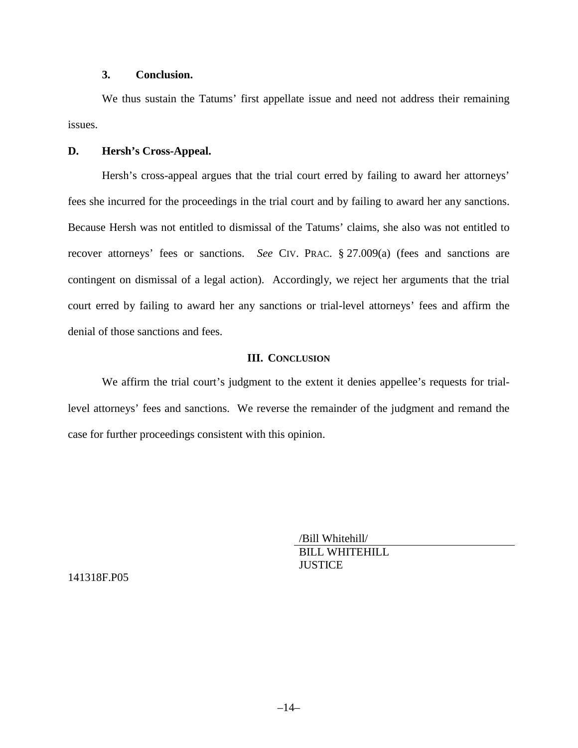### 3. Conclusion.

We thus sustain the Tatums' first appellate issue and need not address their remaining issues.

### D. Hersh's Cross-Appeal.

Hersh's cross-appeal argues that the trial court erred by failing to award her attorneys' fees she incurred for the proceedings in the trial court and by failing to award her any sanctions. Because Hersh was not entitled to dismissal of the Tatums' claims, she also was not entitled to recover attorneys' fees or sanctions. *See* CIV. PRAC. § 27.009(a) (fees and sanctions are contingent on dismissal of a legal action). Accordingly, we reject her arguments that the trial court erred by failing to award her any sanctions or trial-level attorneys' fees and affirm the denial of those sanctions and fees.

## III. CONCLUSION

We affirm the trial court's judgment to the extent it denies appellee's requests for trial-level attorneys' fees and sanctions. We reverse the remainder of the judgment and remand the case for further proceedings consistent with this opinion.

/Bill Whitehill/
BILL WHITEHILL
JUSTICE

141318F.P05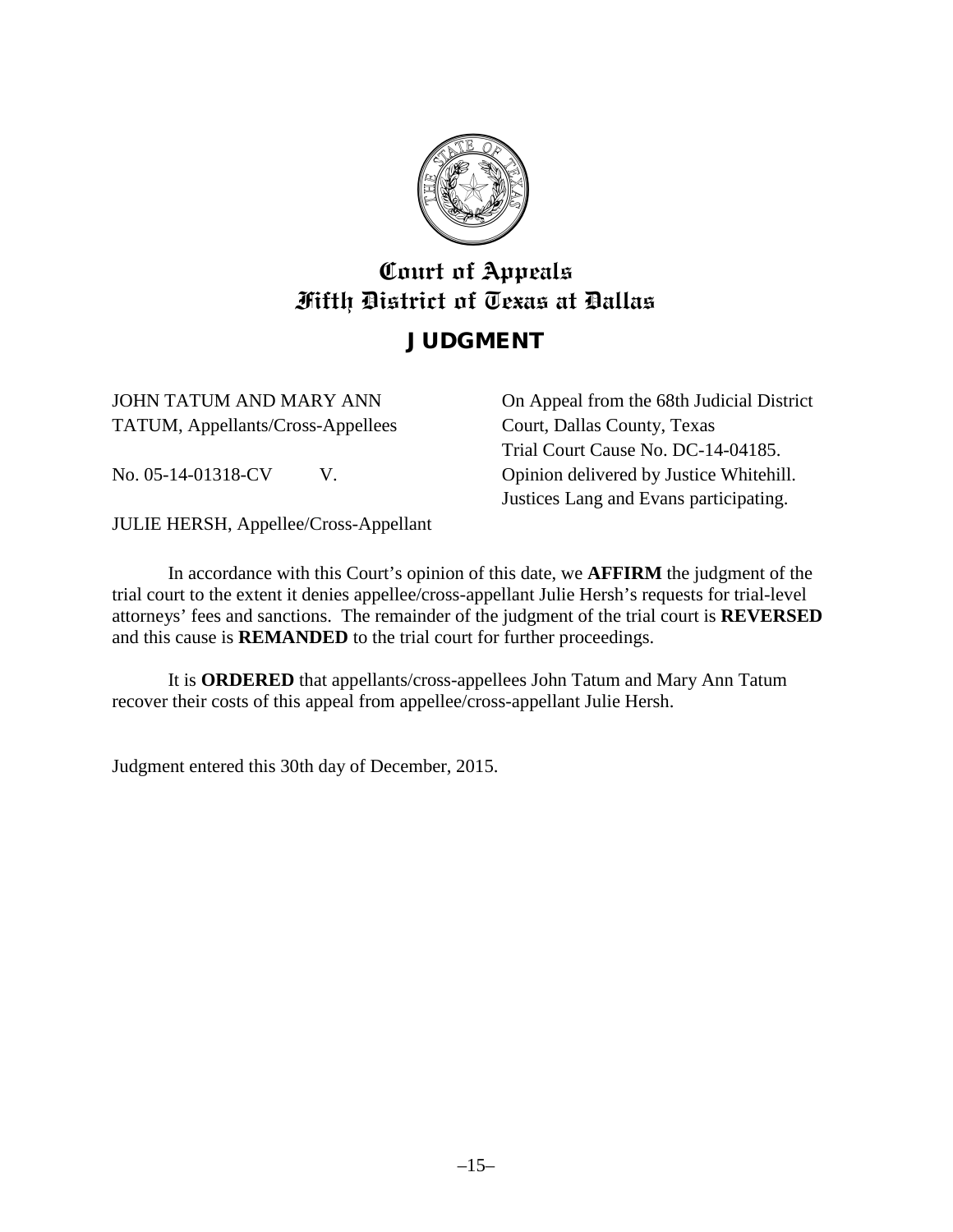# Court of Appeals
## Fifth District of Texas at Dallas

## JUDGMENT

JOHN TATUM AND MARY ANN TATUM, Appellants/Cross-Appellees

No. 05-14-01318-CV V.

JULIE HERSH, Appellee/Cross-Appellant

On Appeal from the 68th Judicial District Court, Dallas County, Texas
Trial Court Cause No. DC-14-04185.
Opinion delivered by Justice Whitehill.
Justices Lang and Evans participating.

In accordance with this Court's opinion of this date, we **AFFIRM** the judgment of the trial court to the extent it denies appellee/cross-appellant Julie Hersh's requests for trial-level attorneys' fees and sanctions. The remainder of the judgment of the trial court is **REVERSED** and this cause is **REMANDED** to the trial court for further proceedings.

It is **ORDERED** that appellants/cross-appellees John Tatum and Mary Ann Tatum recover their costs of this appeal from appellee/cross-appellant Julie Hersh.

Judgment entered this 30th day of December, 2015.